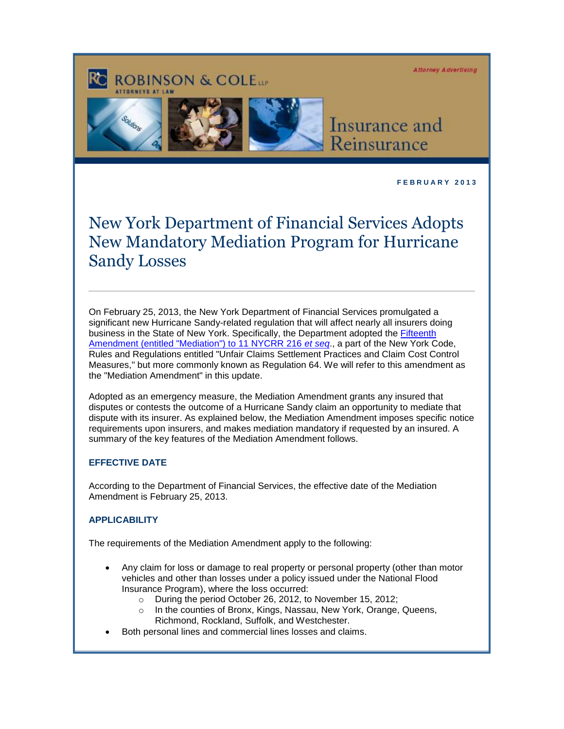Robinson & Cole LLP Attorneys at Law

Attorney Advertising

Insurance and Reinsurance

**FEBRUARY 2013**

# New York Department of Financial Services Adopts New Mandatory Mediation Program for Hurricane Sandy Losses

---

On February 25, 2013, the New York Department of Financial Services promulgated a significant new Hurricane Sandy-related regulation that will affect nearly all insurers doing business in the State of New York. Specifically, the Department adopted the Fifteenth Amendment (entitled "Mediation") to 11 NYCRR 216 *et seq*., a part of the New York Code, Rules and Regulations entitled "Unfair Claims Settlement Practices and Claim Cost Control Measures," but more commonly known as Regulation 64. We will refer to this amendment as the "Mediation Amendment" in this update.

Adopted as an emergency measure, the Mediation Amendment grants any insured that disputes or contests the outcome of a Hurricane Sandy claim an opportunity to mediate that dispute with its insurer. As explained below, the Mediation Amendment imposes specific notice requirements upon insurers, and makes mediation mandatory if requested by an insured. A summary of the key features of the Mediation Amendment follows.

### EFFECTIVE DATE

According to the Department of Financial Services, the effective date of the Mediation Amendment is February 25, 2013.

### APPLICABILITY

The requirements of the Mediation Amendment apply to the following:

- Any claim for loss or damage to real property or personal property (other than motor vehicles and other than losses under a policy issued under the National Flood Insurance Program), where the loss occurred:
  - During the period October 26, 2012, to November 15, 2012;
  - In the counties of Bronx, Kings, Nassau, New York, Orange, Queens, Richmond, Rockland, Suffolk, and Westchester.
- Both personal lines and commercial lines losses and claims.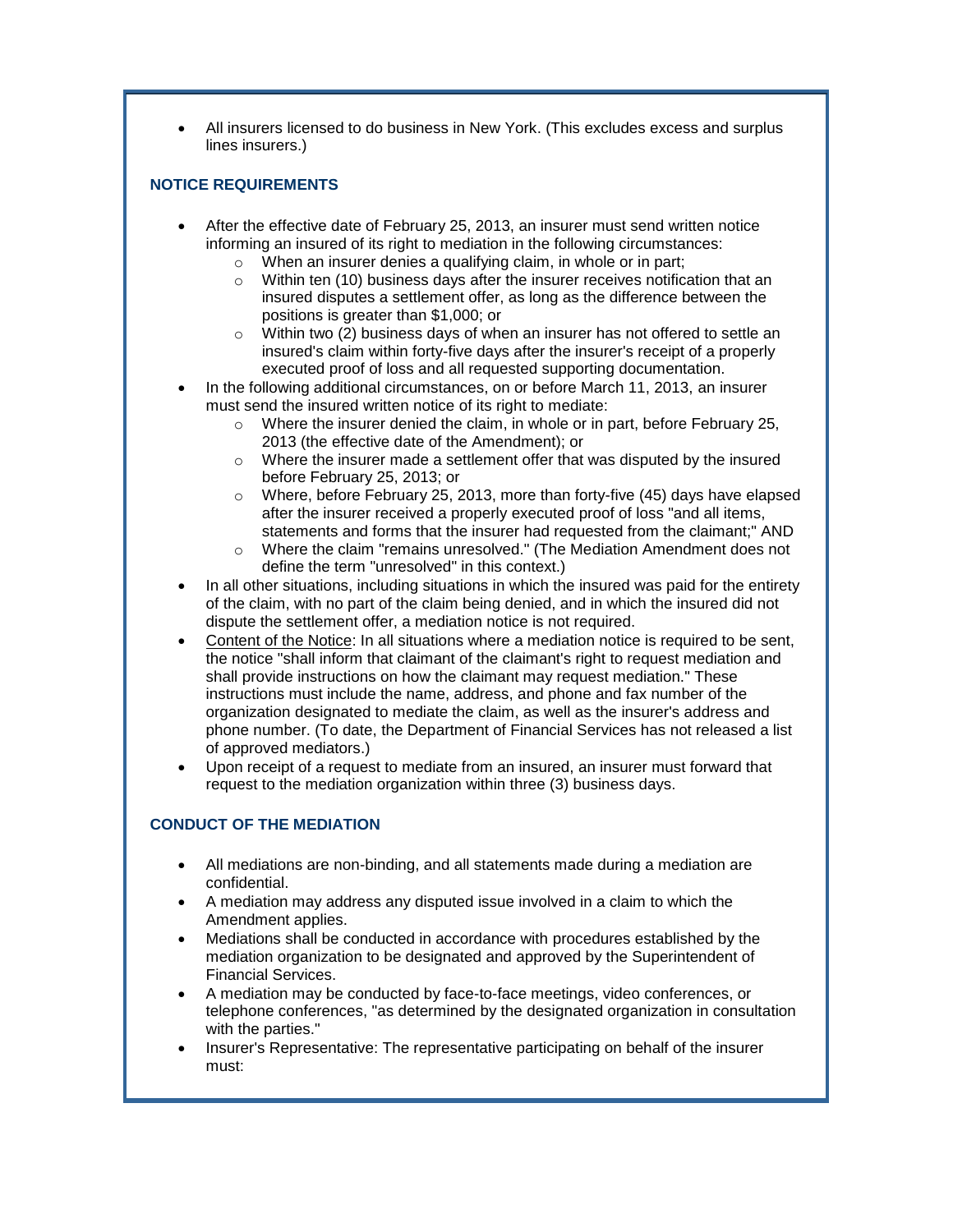- All insurers licensed to do business in New York. (This excludes excess and surplus lines insurers.)

### NOTICE REQUIREMENTS

- After the effective date of February 25, 2013, an insurer must send written notice informing an insured of its right to mediation in the following circumstances:
  - When an insurer denies a qualifying claim, in whole or in part;
  - Within ten (10) business days after the insurer receives notification that an insured disputes a settlement offer, as long as the difference between the positions is greater than $1,000; or
  - Within two (2) business days of when an insurer has not offered to settle an insured's claim within forty-five days after the insurer's receipt of a properly executed proof of loss and all requested supporting documentation.
- In the following additional circumstances, on or before March 11, 2013, an insurer must send the insured written notice of its right to mediate:
  - Where the insurer denied the claim, in whole or in part, before February 25, 2013 (the effective date of the Amendment); or
  - Where the insurer made a settlement offer that was disputed by the insured before February 25, 2013; or
  - Where, before February 25, 2013, more than forty-five (45) days have elapsed after the insurer received a properly executed proof of loss "and all items, statements and forms that the insurer had requested from the claimant;" AND
  - Where the claim "remains unresolved." (The Mediation Amendment does not define the term "unresolved" in this context.)
- In all other situations, including situations in which the insured was paid for the entirety of the claim, with no part of the claim being denied, and in which the insured did not dispute the settlement offer, a mediation notice is not required.
- Content of the Notice: In all situations where a mediation notice is required to be sent, the notice "shall inform that claimant of the claimant's right to request mediation and shall provide instructions on how the claimant may request mediation." These instructions must include the name, address, and phone and fax number of the organization designated to mediate the claim, as well as the insurer's address and phone number. (To date, the Department of Financial Services has not released a list of approved mediators.)
- Upon receipt of a request to mediate from an insured, an insurer must forward that request to the mediation organization within three (3) business days.

### CONDUCT OF THE MEDIATION

- All mediations are non-binding, and all statements made during a mediation are confidential.
- A mediation may address any disputed issue involved in a claim to which the Amendment applies.
- Mediations shall be conducted in accordance with procedures established by the mediation organization to be designated and approved by the Superintendent of Financial Services.
- A mediation may be conducted by face-to-face meetings, video conferences, or telephone conferences, "as determined by the designated organization in consultation with the parties."
- Insurer's Representative: The representative participating on behalf of the insurer must: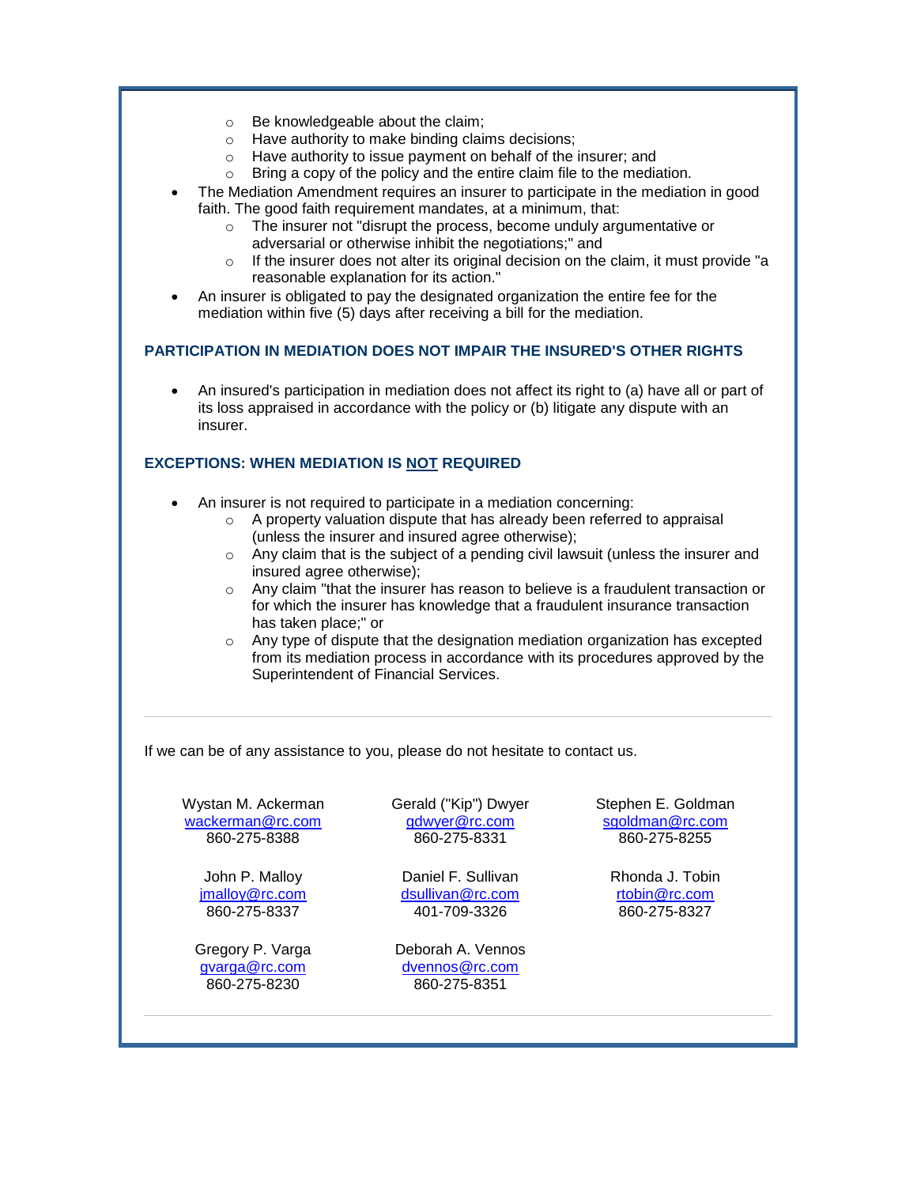- Be knowledgeable about the claim;
  - Have authority to make binding claims decisions;
  - Have authority to issue payment on behalf of the insurer; and
  - Bring a copy of the policy and the entire claim file to the mediation.
- The Mediation Amendment requires an insurer to participate in the mediation in good faith. The good faith requirement mandates, at a minimum, that:
  - The insurer not "disrupt the process, become unduly argumentative or adversarial or otherwise inhibit the negotiations;" and
  - If the insurer does not alter its original decision on the claim, it must provide "a reasonable explanation for its action."
- An insurer is obligated to pay the designated organization the entire fee for the mediation within five (5) days after receiving a bill for the mediation.

### PARTICIPATION IN MEDIATION DOES NOT IMPAIR THE INSURED'S OTHER RIGHTS

- An insured's participation in mediation does not affect its right to (a) have all or part of its loss appraised in accordance with the policy or (b) litigate any dispute with an insurer.

### EXCEPTIONS: WHEN MEDIATION IS NOT REQUIRED

- An insurer is not required to participate in a mediation concerning:
  - A property valuation dispute that has already been referred to appraisal (unless the insurer and insured agree otherwise);
  - Any claim that is the subject of a pending civil lawsuit (unless the insurer and insured agree otherwise);
  - Any claim "that the insurer has reason to believe is a fraudulent transaction or for which the insurer has knowledge that a fraudulent insurance transaction has taken place;" or
  - Any type of dispute that the designation mediation organization has excepted from its mediation process in accordance with its procedures approved by the Superintendent of Financial Services.

---

If we can be of any assistance to you, please do not hesitate to contact us.

Wystan M. Ackerman
wackerman@rc.com
860-275-8388

Gerald ("Kip") Dwyer
gdwyer@rc.com
860-275-8331

Stephen E. Goldman
sgoldman@rc.com
860-275-8255

John P. Malloy
jmalloy@rc.com
860-275-8337

Daniel F. Sullivan
dsullivan@rc.com
401-709-3326

Rhonda J. Tobin
rtobin@rc.com
860-275-8327

Gregory P. Varga
gvarga@rc.com
860-275-8230

Deborah A. Vennos
dvennos@rc.com
860-275-8351

---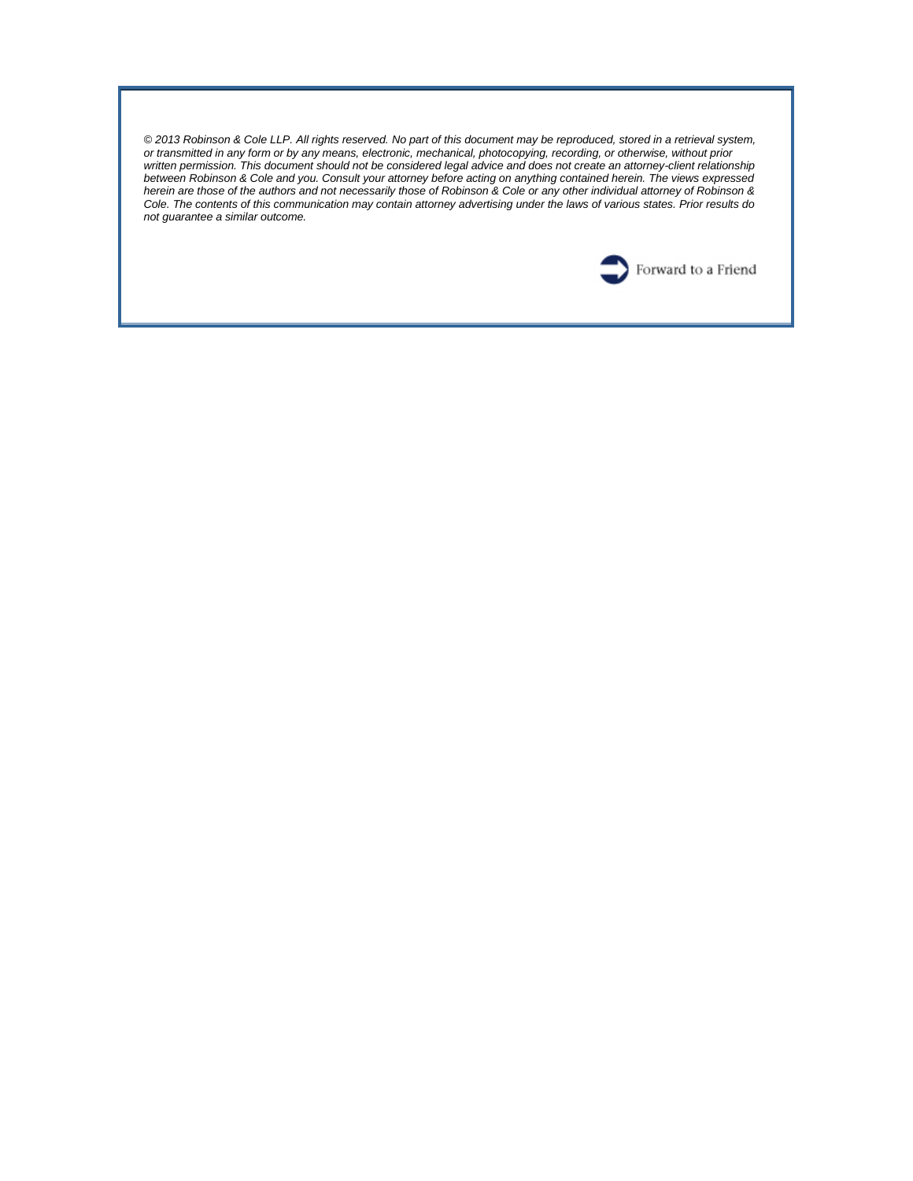*© 2013 Robinson & Cole LLP. All rights reserved. No part of this document may be reproduced, stored in a retrieval system, or transmitted in any form or by any means, electronic, mechanical, photocopying, recording, or otherwise, without prior written permission. This document should not be considered legal advice and does not create an attorney-client relationship between Robinson & Cole and you. Consult your attorney before acting on anything contained herein. The views expressed herein are those of the authors and not necessarily those of Robinson & Cole or any other individual attorney of Robinson & Cole. The contents of this communication may contain attorney advertising under the laws of various states. Prior results do not guarantee a similar outcome.*

Forward to a Friend